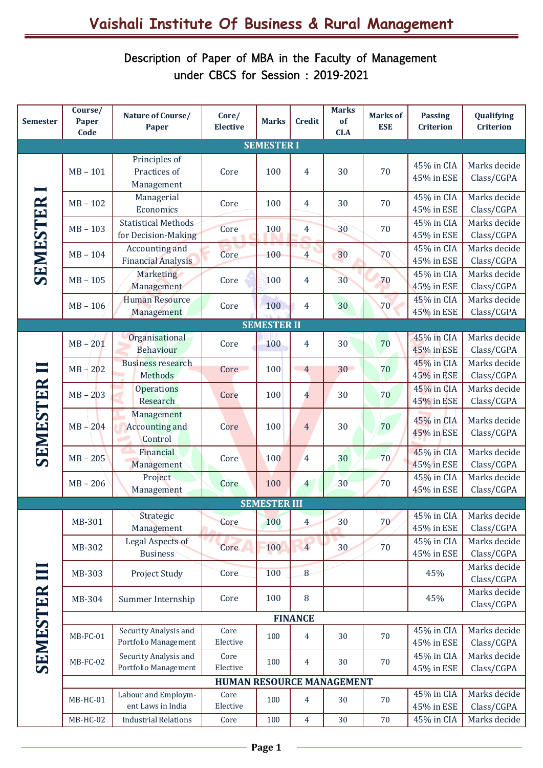# Vaishali Institute Of Business & Rural Management

## Description of Paper of MBA in the Faculty of Management under CBCS for Session : 2019-2021

| Semester | Course/ Paper Code | Nature of Course/ Paper | Core/ Elective | Marks | Credit | Marks of CLA | Marks of ESE | Passing Criterion | Qualifying Criterion |
|---|---|---|---|---|---|---|---|---|---|
| **SEMESTER I** | | | | | | | | | |
| SEMESTER I | MB – 101 | Principles of Practices of Management | Core | 100 | 4 | 30 | 70 | 45% in CIA 45% in ESE | Marks decide Class/CGPA |
| | MB – 102 | Managerial Economics | Core | 100 | 4 | 30 | 70 | 45% in CIA 45% in ESE | Marks decide Class/CGPA |
| | MB – 103 | Statistical Methods for Decision-Making | Core | 100 | 4 | 30 | 70 | 45% in CIA 45% in ESE | Marks decide Class/CGPA |
| | MB – 104 | Accounting and Financial Analysis | Core | 100 | 4 | 30 | 70 | 45% in CIA 45% in ESE | Marks decide Class/CGPA |
| | MB – 105 | Marketing Management | Core | 100 | 4 | 30 | 70 | 45% in CIA 45% in ESE | Marks decide Class/CGPA |
| | MB – 106 | Human Resource Management | Core | 100 | 4 | 30 | 70 | 45% in CIA 45% in ESE | Marks decide Class/CGPA |
| **SEMESTER II** | | | | | | | | | |
| SEMESTER II | MB – 201 | Organisational Behaviour | Core | 100 | 4 | 30 | 70 | 45% in CIA 45% in ESE | Marks decide Class/CGPA |
| | MB – 202 | Business research Methods | Core | 100 | 4 | 30 | 70 | 45% in CIA 45% in ESE | Marks decide Class/CGPA |
| | MB – 203 | Operations Research | Core | 100 | 4 | 30 | 70 | 45% in CIA 45% in ESE | Marks decide Class/CGPA |
| | MB – 204 | Management Accounting and Control | Core | 100 | 4 | 30 | 70 | 45% in CIA 45% in ESE | Marks decide Class/CGPA |
| | MB – 205 | Financial Management | Core | 100 | 4 | 30 | 70 | 45% in CIA 45% in ESE | Marks decide Class/CGPA |
| | MB – 206 | Project Management | Core | 100 | 4 | 30 | 70 | 45% in CIA 45% in ESE | Marks decide Class/CGPA |
| **SEMESTER III** | | | | | | | | | |
| SEMESTER III | MB-301 | Strategic Management | Core | 100 | 4 | 30 | 70 | 45% in CIA 45% in ESE | Marks decide Class/CGPA |
| | MB-302 | Legal Aspects of Business | Core | 100 | 4 | 30 | 70 | 45% in CIA 45% in ESE | Marks decide Class/CGPA |
| | MB-303 | Project Study | Core | 100 | 8 | | | 45% | Marks decide Class/CGPA |
| | MB-304 | Summer Internship | Core | 100 | 8 | | | 45% | Marks decide Class/CGPA |
| | **FINANCE** | | | | | | | | |
| | MB-FC-01 | Security Analysis and Portfolio Management | Core Elective | 100 | 4 | 30 | 70 | 45% in CIA 45% in ESE | Marks decide Class/CGPA |
| | MB-FC-02 | Security Analysis and Portfolio Management | Core Elective | 100 | 4 | 30 | 70 | 45% in CIA 45% in ESE | Marks decide Class/CGPA |
| | **HUMAN RESOURCE MANAGEMENT** | | | | | | | | |
| | MB-HC-01 | Labour and Employment Laws in India | Core Elective | 100 | 4 | 30 | 70 | 45% in CIA 45% in ESE | Marks decide Class/CGPA |
| | MB-HC-02 | Industrial Relations | Core | 100 | 4 | 30 | 70 | 45% in CIA | Marks decide |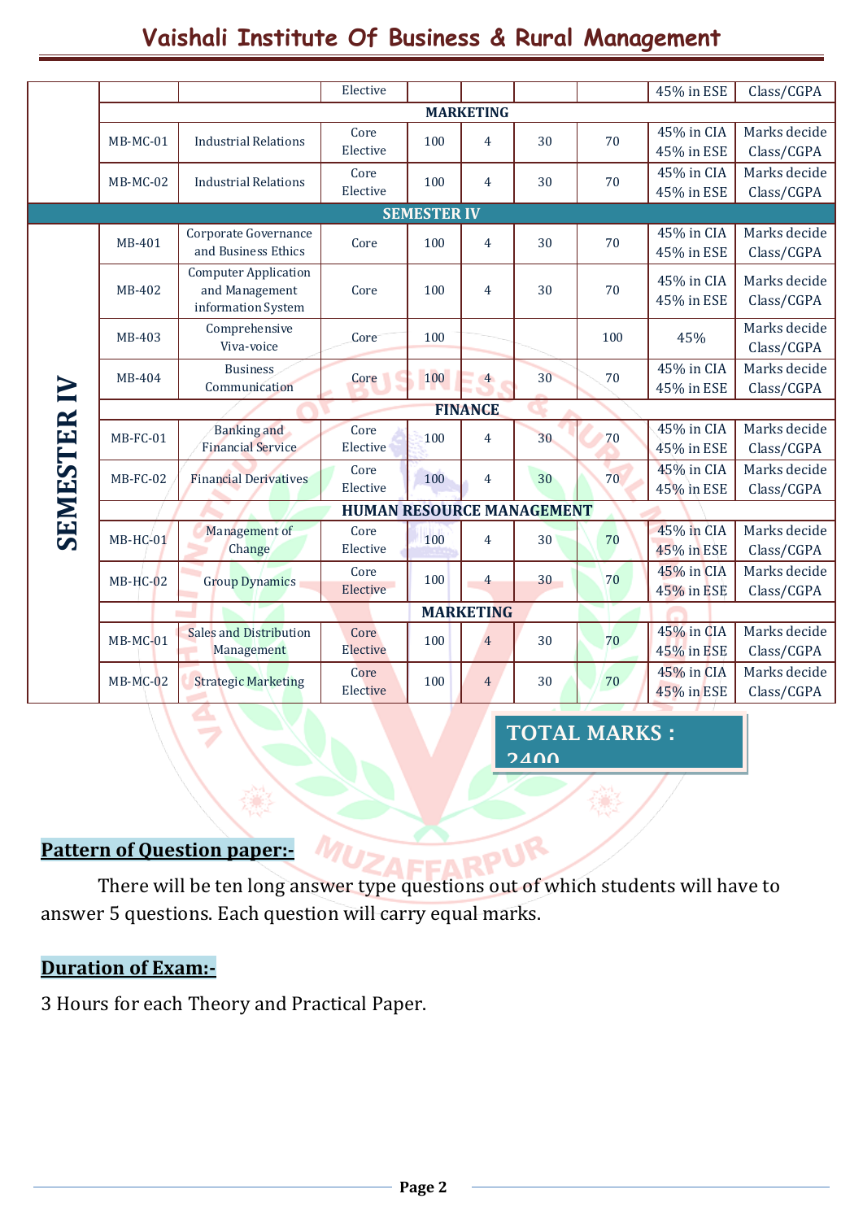| | | | | | | | | |
|---|---|---|---|---|---|---|---|---|
| | | | Elective | | | | | 45% in ESE | Class/CGPA |
| | MARKETING | | | | | | | | |
| | MB-MC-01 | Industrial Relations | Core Elective | 100 | 4 | 30 | 70 | 45% in CIA 45% in ESE | Marks decide Class/CGPA |
| | MB-MC-02 | Industrial Relations | Core Elective | 100 | 4 | 30 | 70 | 45% in CIA 45% in ESE | Marks decide Class/CGPA |
| SEMESTER IV | | | | | | | | | |
| SEMESTER IV | MB-401 | Corporate Governance and Business Ethics | Core | 100 | 4 | 30 | 70 | 45% in CIA 45% in ESE | Marks decide Class/CGPA |
| | MB-402 | Computer Application and Management information System | Core | 100 | 4 | 30 | 70 | 45% in CIA 45% in ESE | Marks decide Class/CGPA |
| | MB-403 | Comprehensive Viva-voice | Core | 100 | | | 100 | 45% | Marks decide Class/CGPA |
| | MB-404 | Business Communication | Core | 100 | 4 | 30 | 70 | 45% in CIA 45% in ESE | Marks decide Class/CGPA |
| | FINANCE | | | | | | | | |
| | MB-FC-01 | Banking and Financial Service | Core Elective | 100 | 4 | 30 | 70 | 45% in CIA 45% in ESE | Marks decide Class/CGPA |
| | MB-FC-02 | Financial Derivatives | Core Elective | 100 | 4 | 30 | 70 | 45% in CIA 45% in ESE | Marks decide Class/CGPA |
| | HUMAN RESOURCE MANAGEMENT | | | | | | | | |
| | MB-HC-01 | Management of Change | Core Elective | 100 | 4 | 30 | 70 | 45% in CIA 45% in ESE | Marks decide Class/CGPA |
| | MB-HC-02 | Group Dynamics | Core Elective | 100 | 4 | 30 | 70 | 45% in CIA 45% in ESE | Marks decide Class/CGPA |
| | MARKETING | | | | | | | | |
| | MB-MC-01 | Sales and Distribution Management | Core Elective | 100 | 4 | 30 | 70 | 45% in CIA 45% in ESE | Marks decide Class/CGPA |
| | MB-MC-02 | Strategic Marketing | Core Elective | 100 | 4 | 30 | 70 | 45% in CIA 45% in ESE | Marks decide Class/CGPA |

**TOTAL MARKS : 2400**

## Pattern of Question paper:-

There will be ten long answer type questions out of which students will have to answer 5 questions. Each question will carry equal marks.

## Duration of Exam:-

3 Hours for each Theory and Practical Paper.